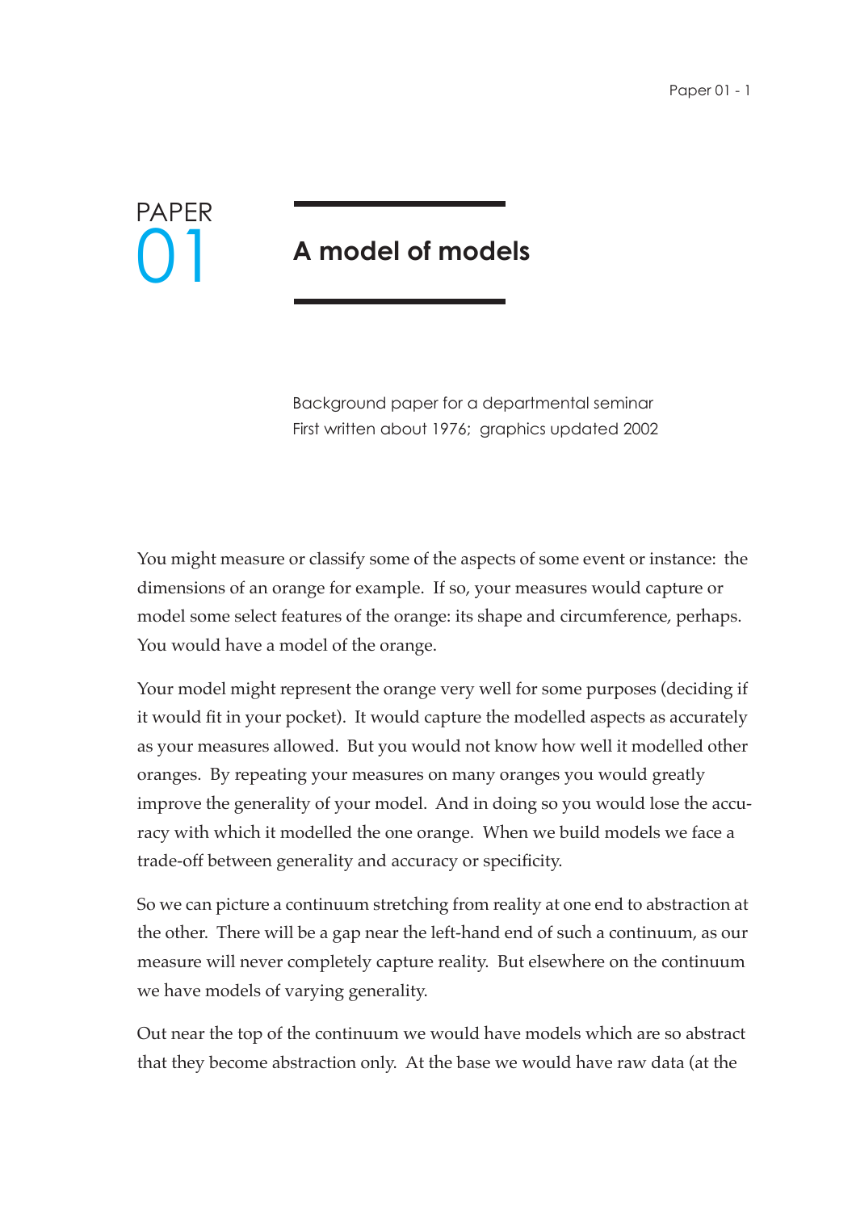PAPER 01

# A model of models

Background paper for a departmental seminar
First written about 1976; graphics updated 2002

You might measure or classify some of the aspects of some event or instance: the dimensions of an orange for example. If so, your measures would capture or model some select features of the orange: its shape and circumference, perhaps. You would have a model of the orange.

Your model might represent the orange very well for some purposes (deciding if it would fit in your pocket). It would capture the modelled aspects as accurately as your measures allowed. But you would not know how well it modelled other oranges. By repeating your measures on many oranges you would greatly improve the generality of your model. And in doing so you would lose the accuracy with which it modelled the one orange. When we build models we face a trade-off between generality and accuracy or specificity.

So we can picture a continuum stretching from reality at one end to abstraction at the other. There will be a gap near the left-hand end of such a continuum, as our measure will never completely capture reality. But elsewhere on the continuum we have models of varying generality.

Out near the top of the continuum we would have models which are so abstract that they become abstraction only. At the base we would have raw data (at the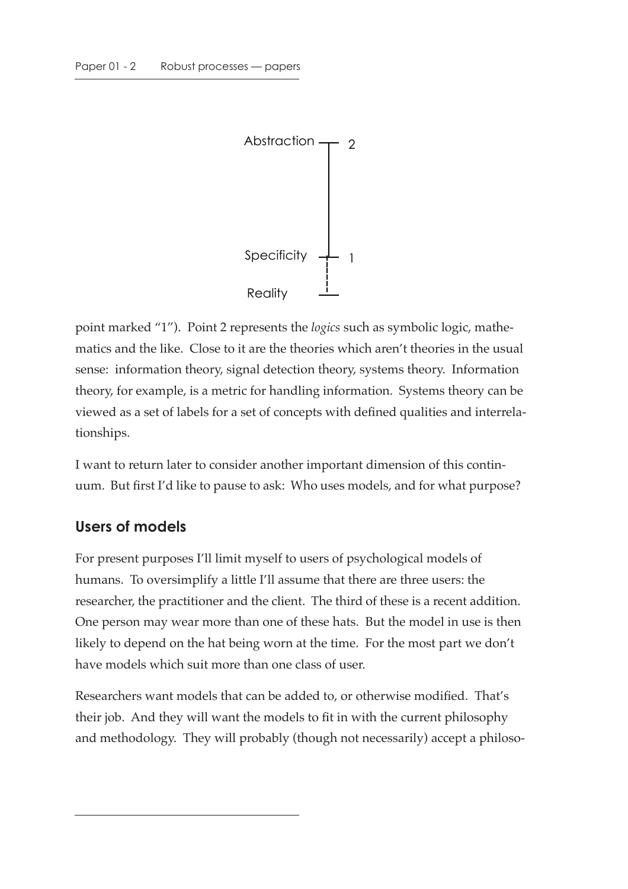Abstraction 2

Specificity 1

Reality

point marked "1"). Point 2 represents the *logics* such as symbolic logic, mathematics and the like. Close to it are the theories which aren't theories in the usual sense: information theory, signal detection theory, systems theory. Information theory, for example, is a metric for handling information. Systems theory can be viewed as a set of labels for a set of concepts with defined qualities and interrelationships.

I want to return later to consider another important dimension of this continuum. But first I'd like to pause to ask: Who uses models, and for what purpose?

## Users of models

For present purposes I'll limit myself to users of psychological models of humans. To oversimplify a little I'll assume that there are three users: the researcher, the practitioner and the client. The third of these is a recent addition. One person may wear more than one of these hats. But the model in use is then likely to depend on the hat being worn at the time. For the most part we don't have models which suit more than one class of user.

Researchers want models that can be added to, or otherwise modified. That's their job. And they will want the models to fit in with the current philosophy and methodology. They will probably (though not necessarily) accept a philoso-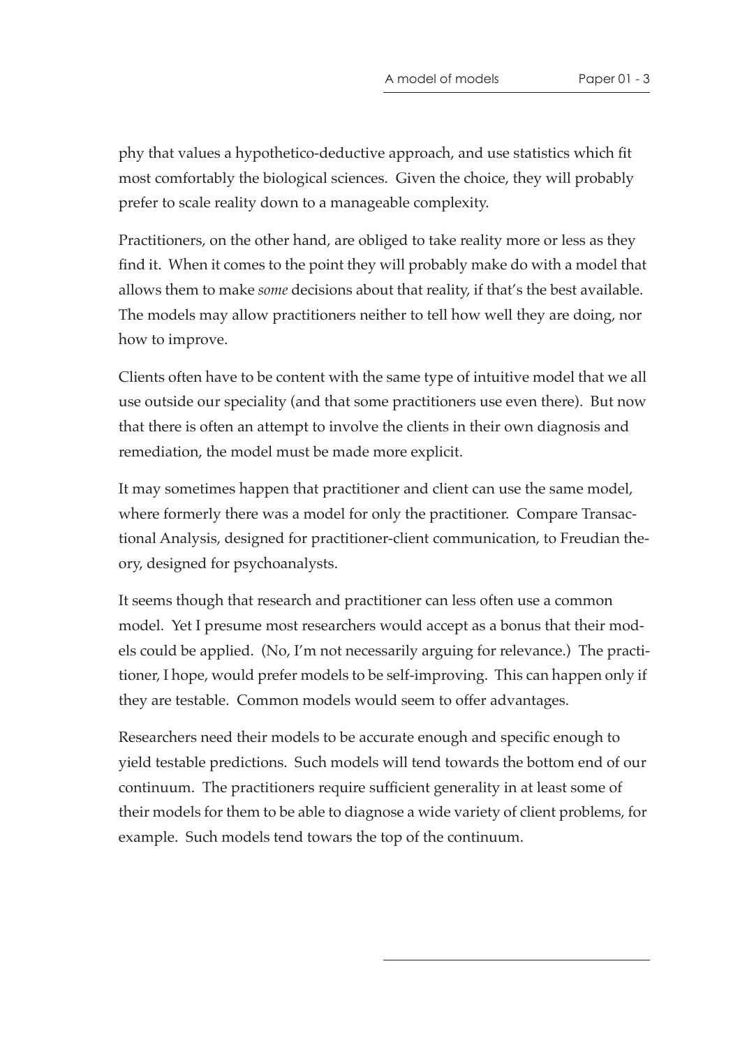phy that values a hypothetico-deductive approach, and use statistics which fit most comfortably the biological sciences. Given the choice, they will probably prefer to scale reality down to a manageable complexity.

Practitioners, on the other hand, are obliged to take reality more or less as they find it. When it comes to the point they will probably make do with a model that allows them to make *some* decisions about that reality, if that's the best available. The models may allow practitioners neither to tell how well they are doing, nor how to improve.

Clients often have to be content with the same type of intuitive model that we all use outside our speciality (and that some practitioners use even there). But now that there is often an attempt to involve the clients in their own diagnosis and remediation, the model must be made more explicit.

It may sometimes happen that practitioner and client can use the same model, where formerly there was a model for only the practitioner. Compare Transactional Analysis, designed for practitioner-client communication, to Freudian theory, designed for psychoanalysts.

It seems though that research and practitioner can less often use a common model. Yet I presume most researchers would accept as a bonus that their models could be applied. (No, I'm not necessarily arguing for relevance.) The practitioner, I hope, would prefer models to be self-improving. This can happen only if they are testable. Common models would seem to offer advantages.

Researchers need their models to be accurate enough and specific enough to yield testable predictions. Such models will tend towards the bottom end of our continuum. The practitioners require sufficient generality in at least some of their models for them to be able to diagnose a wide variety of client problems, for example. Such models tend towars the top of the continuum.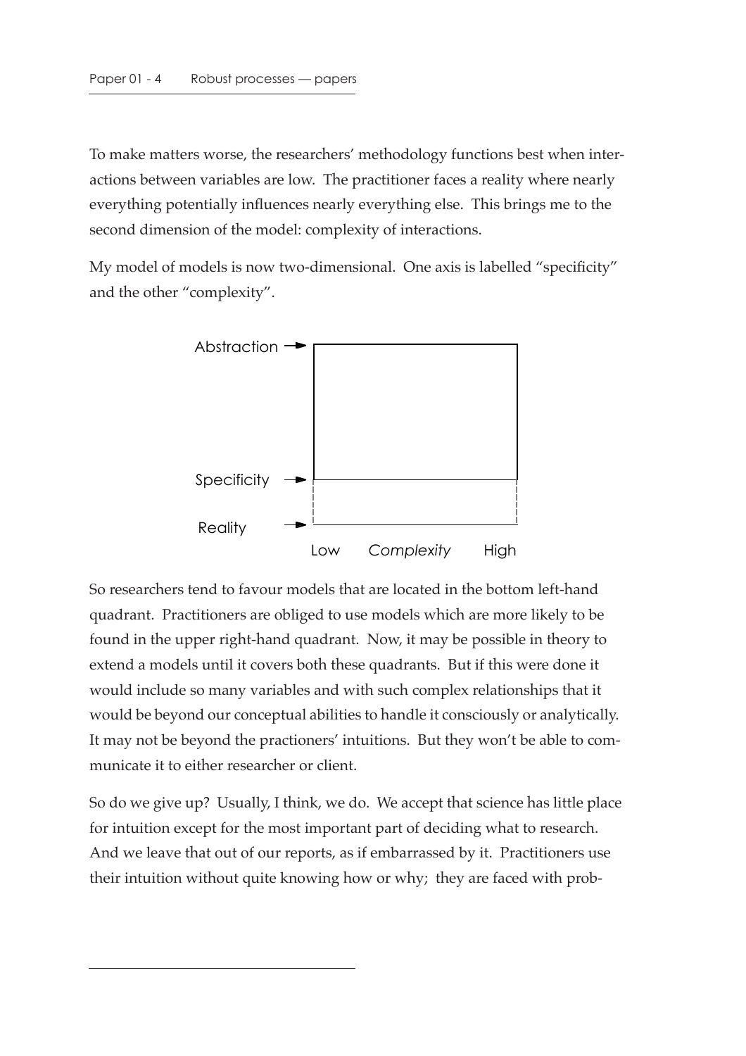To make matters worse, the researchers' methodology functions best when interactions between variables are low. The practitioner faces a reality where nearly everything potentially influences nearly everything else. This brings me to the second dimension of the model: complexity of interactions.

My model of models is now two-dimensional. One axis is labelled "specificity" and the other "complexity".

So researchers tend to favour models that are located in the bottom left-hand quadrant. Practitioners are obliged to use models which are more likely to be found in the upper right-hand quadrant. Now, it may be possible in theory to extend a models until it covers both these quadrants. But if this were done it would include so many variables and with such complex relationships that it would be beyond our conceptual abilities to handle it consciously or analytically. It may not be beyond the practioners' intuitions. But they won't be able to communicate it to either researcher or client.

So do we give up? Usually, I think, we do. We accept that science has little place for intuition except for the most important part of deciding what to research. And we leave that out of our reports, as if embarrassed by it. Practitioners use their intuition without quite knowing how or why; they are faced with prob-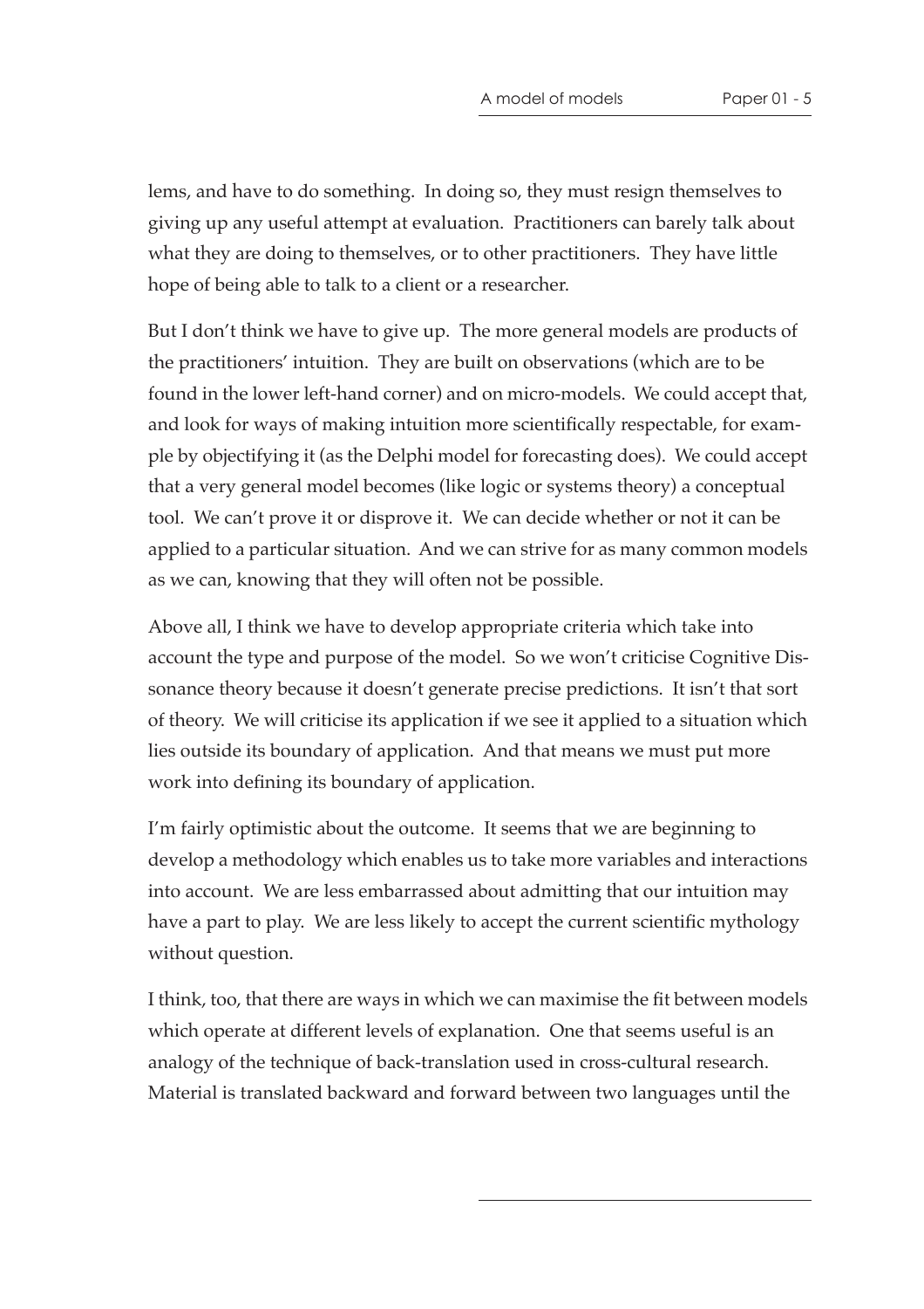lems, and have to do something. In doing so, they must resign themselves to giving up any useful attempt at evaluation. Practitioners can barely talk about what they are doing to themselves, or to other practitioners. They have little hope of being able to talk to a client or a researcher.

But I don't think we have to give up. The more general models are products of the practitioners' intuition. They are built on observations (which are to be found in the lower left-hand corner) and on micro-models. We could accept that, and look for ways of making intuition more scientifically respectable, for example by objectifying it (as the Delphi model for forecasting does). We could accept that a very general model becomes (like logic or systems theory) a conceptual tool. We can't prove it or disprove it. We can decide whether or not it can be applied to a particular situation. And we can strive for as many common models as we can, knowing that they will often not be possible.

Above all, I think we have to develop appropriate criteria which take into account the type and purpose of the model. So we won't criticise Cognitive Dissonance theory because it doesn't generate precise predictions. It isn't that sort of theory. We will criticise its application if we see it applied to a situation which lies outside its boundary of application. And that means we must put more work into defining its boundary of application.

I'm fairly optimistic about the outcome. It seems that we are beginning to develop a methodology which enables us to take more variables and interactions into account. We are less embarrassed about admitting that our intuition may have a part to play. We are less likely to accept the current scientific mythology without question.

I think, too, that there are ways in which we can maximise the fit between models which operate at different levels of explanation. One that seems useful is an analogy of the technique of back-translation used in cross-cultural research. Material is translated backward and forward between two languages until the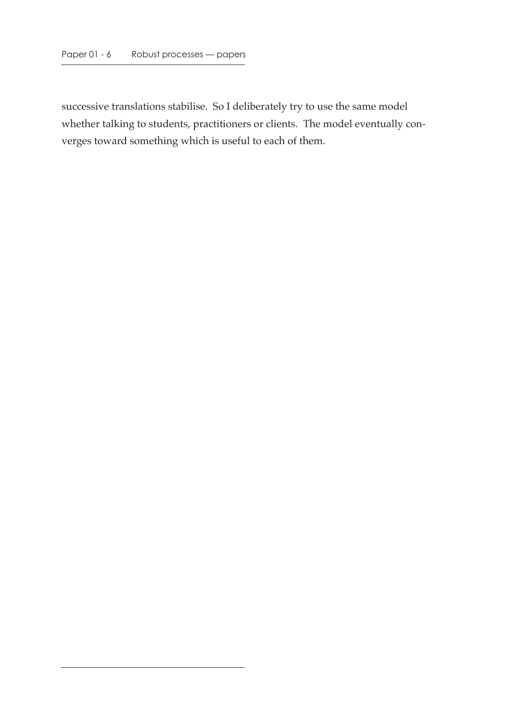successive translations stabilise. So I deliberately try to use the same model whether talking to students, practitioners or clients. The model eventually converges toward something which is useful to each of them.